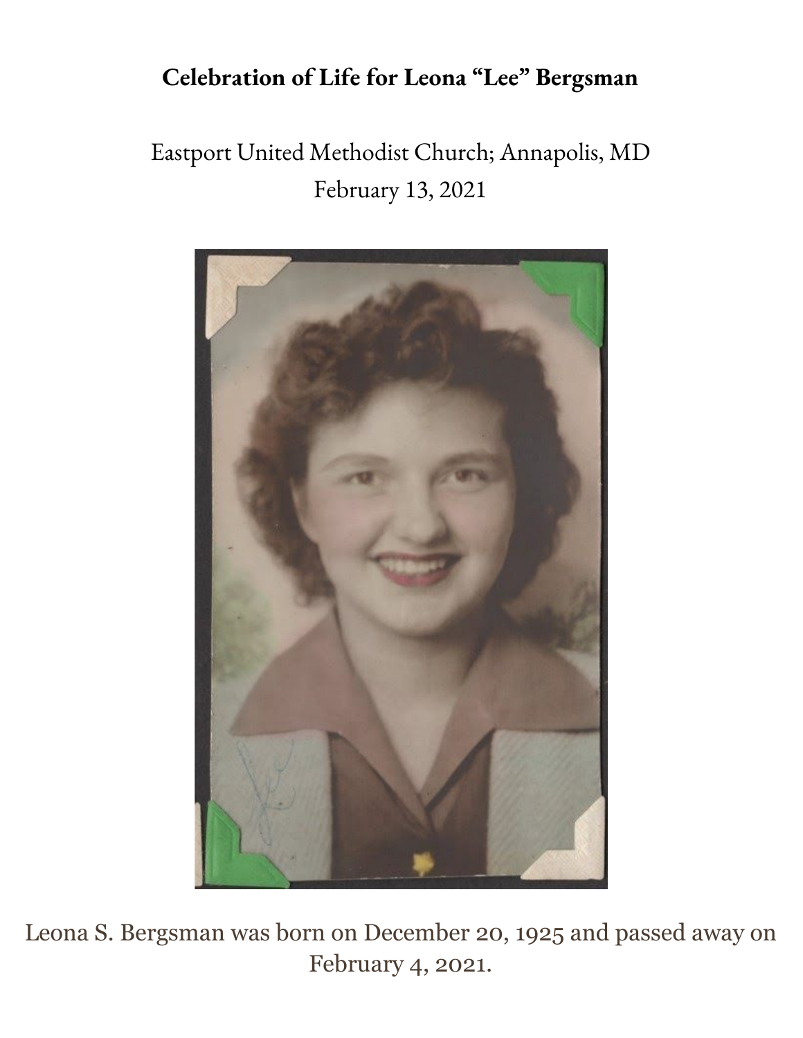# Celebration of Life for Leona "Lee" Bergsman

Eastport United Methodist Church; Annapolis, MD
February 13, 2021

Leona S. Bergsman was born on December 20, 1925 and passed away on February 4, 2021.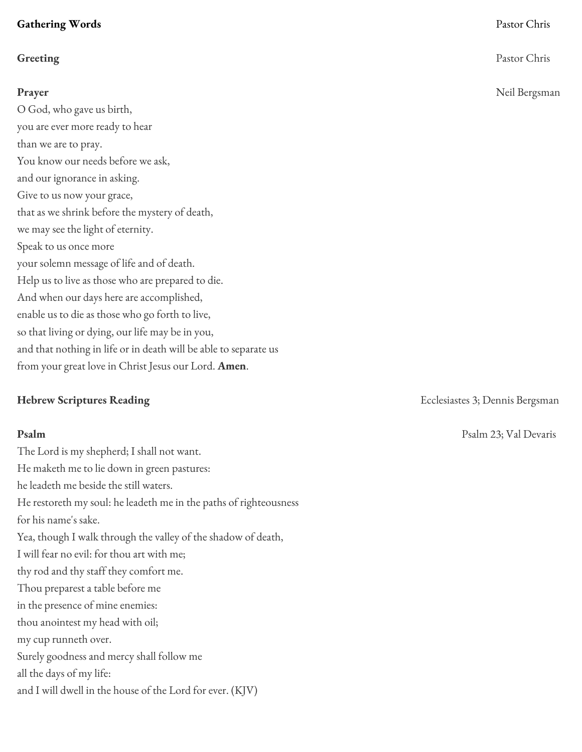**Gathering Words** Pastor Chris

**Greeting** Pastor Chris

**Prayer** Neil Bergsman

O God, who gave us birth,
you are ever more ready to hear
than we are to pray.
You know our needs before we ask,
and our ignorance in asking.
Give to us now your grace,
that as we shrink before the mystery of death,
we may see the light of eternity.
Speak to us once more
your solemn message of life and of death.
Help us to live as those who are prepared to die.
And when our days here are accomplished,
enable us to die as those who go forth to live,
so that living or dying, our life may be in you,
and that nothing in life or in death will be able to separate us
from your great love in Christ Jesus our Lord. **Amen**.

**Hebrew Scriptures Reading** Ecclesiastes 3; Dennis Bergsman

**Psalm** Psalm 23; Val Devaris

The Lord is my shepherd; I shall not want.
He maketh me to lie down in green pastures:
he leadeth me beside the still waters.
He restoreth my soul: he leadeth me in the paths of righteousness
for his name's sake.
Yea, though I walk through the valley of the shadow of death,
I will fear no evil: for thou art with me;
thy rod and thy staff they comfort me.
Thou preparest a table before me
in the presence of mine enemies:
thou anointest my head with oil;
my cup runneth over.
Surely goodness and mercy shall follow me
all the days of my life:
and I will dwell in the house of the Lord for ever. (KJV)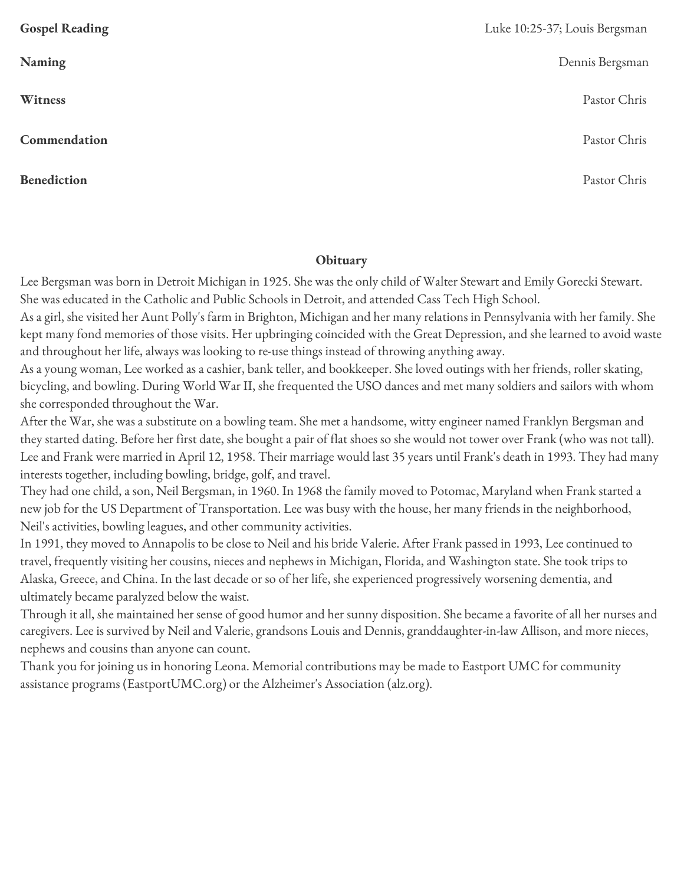**Gospel Reading** Luke 10:25-37; Louis Bergsman

**Naming** Dennis Bergsman

**Witness** Pastor Chris

**Commendation** Pastor Chris

**Benediction** Pastor Chris

## Obituary

Lee Bergsman was born in Detroit Michigan in 1925. She was the only child of Walter Stewart and Emily Gorecki Stewart. She was educated in the Catholic and Public Schools in Detroit, and attended Cass Tech High School.

As a girl, she visited her Aunt Polly's farm in Brighton, Michigan and her many relations in Pennsylvania with her family. She kept many fond memories of those visits. Her upbringing coincided with the Great Depression, and she learned to avoid waste and throughout her life, always was looking to re-use things instead of throwing anything away.

As a young woman, Lee worked as a cashier, bank teller, and bookkeeper. She loved outings with her friends, roller skating, bicycling, and bowling. During World War II, she frequented the USO dances and met many soldiers and sailors with whom she corresponded throughout the War.

After the War, she was a substitute on a bowling team. She met a handsome, witty engineer named Franklyn Bergsman and they started dating. Before her first date, she bought a pair of flat shoes so she would not tower over Frank (who was not tall). Lee and Frank were married in April 12, 1958. Their marriage would last 35 years until Frank's death in 1993. They had many interests together, including bowling, bridge, golf, and travel.

They had one child, a son, Neil Bergsman, in 1960. In 1968 the family moved to Potomac, Maryland when Frank started a new job for the US Department of Transportation. Lee was busy with the house, her many friends in the neighborhood, Neil's activities, bowling leagues, and other community activities.

In 1991, they moved to Annapolis to be close to Neil and his bride Valerie. After Frank passed in 1993, Lee continued to travel, frequently visiting her cousins, nieces and nephews in Michigan, Florida, and Washington state. She took trips to Alaska, Greece, and China. In the last decade or so of her life, she experienced progressively worsening dementia, and ultimately became paralyzed below the waist.

Through it all, she maintained her sense of good humor and her sunny disposition. She became a favorite of all her nurses and caregivers. Lee is survived by Neil and Valerie, grandsons Louis and Dennis, granddaughter-in-law Allison, and more nieces, nephews and cousins than anyone can count.

Thank you for joining us in honoring Leona. Memorial contributions may be made to Eastport UMC for community assistance programs (EastportUMC.org) or the Alzheimer's Association (alz.org).